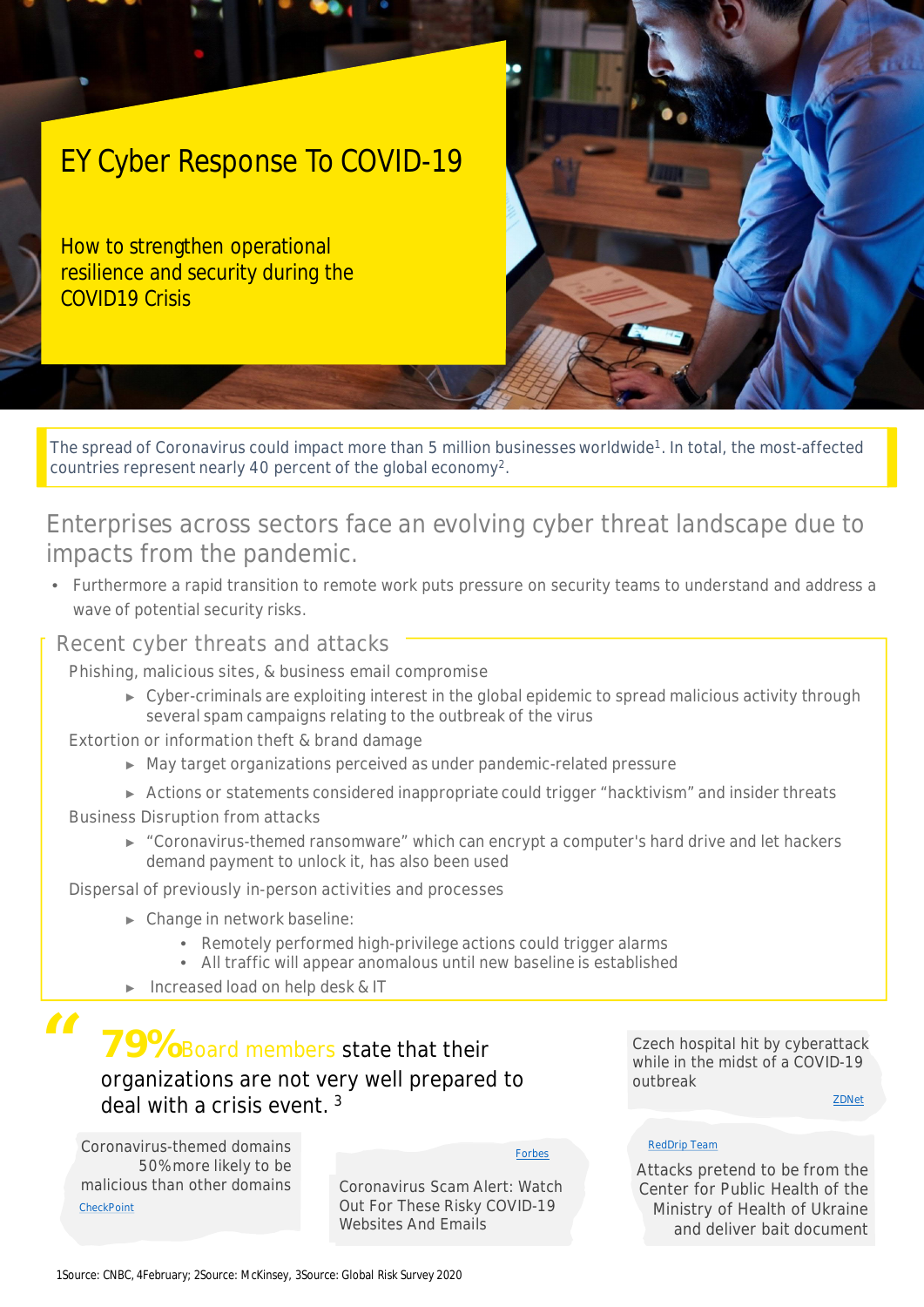# EY Cyber Response To COVID-19

## How to strengthen operational resilience and security during the COVID19 Crisis

The spread of Coronavirus could impact more than 5 million businesses worldwide[1]. In total, the most-affected countries represent nearly 40 percent of the global economy[2].

## Enterprises across sectors face an evolving cyber threat landscape due to impacts from the pandemic.

- Furthermore a rapid transition to remote work puts pressure on security teams to understand and address a wave of potential security risks.

### Recent cyber threats and attacks

Phishing, malicious sites, & business email compromise

- Cyber-criminals are exploiting interest in the global epidemic to spread malicious activity through several spam campaigns relating to the outbreak of the virus

Extortion or information theft & brand damage

- May target organizations perceived as under pandemic-related pressure
- Actions or statements considered inappropriate could trigger "hacktivism" and insider threats

Business Disruption from attacks

- "Coronavirus-themed ransomware" which can encrypt a computer's hard drive and let hackers demand payment to unlock it, has also been used

Dispersal of previously in-person activities and processes

- Change in network baseline:
  - Remotely performed high-privilege actions could trigger alarms
  - All traffic will appear anomalous until new baseline is established
- Increased load on help desk & IT

> **79%** Board members state that their organizations are not very well prepared to deal with a crisis event. [3]

Czech hospital hit by cyberattack while in the midst of a COVID-19 outbreak
ZDNet

Coronavirus-themed domains 50% more likely to be malicious than other domains
CheckPoint

Forbes
Coronavirus Scam Alert: Watch Out For These Risky COVID-19 Websites And Emails

RedDrip Team
Attacks pretend to be from the Center for Public Health of the Ministry of Health of Ukraine and deliver bait document

1Source: CNBC, 4February; 2Source: McKinsey, 3Source: Global Risk Survey 2020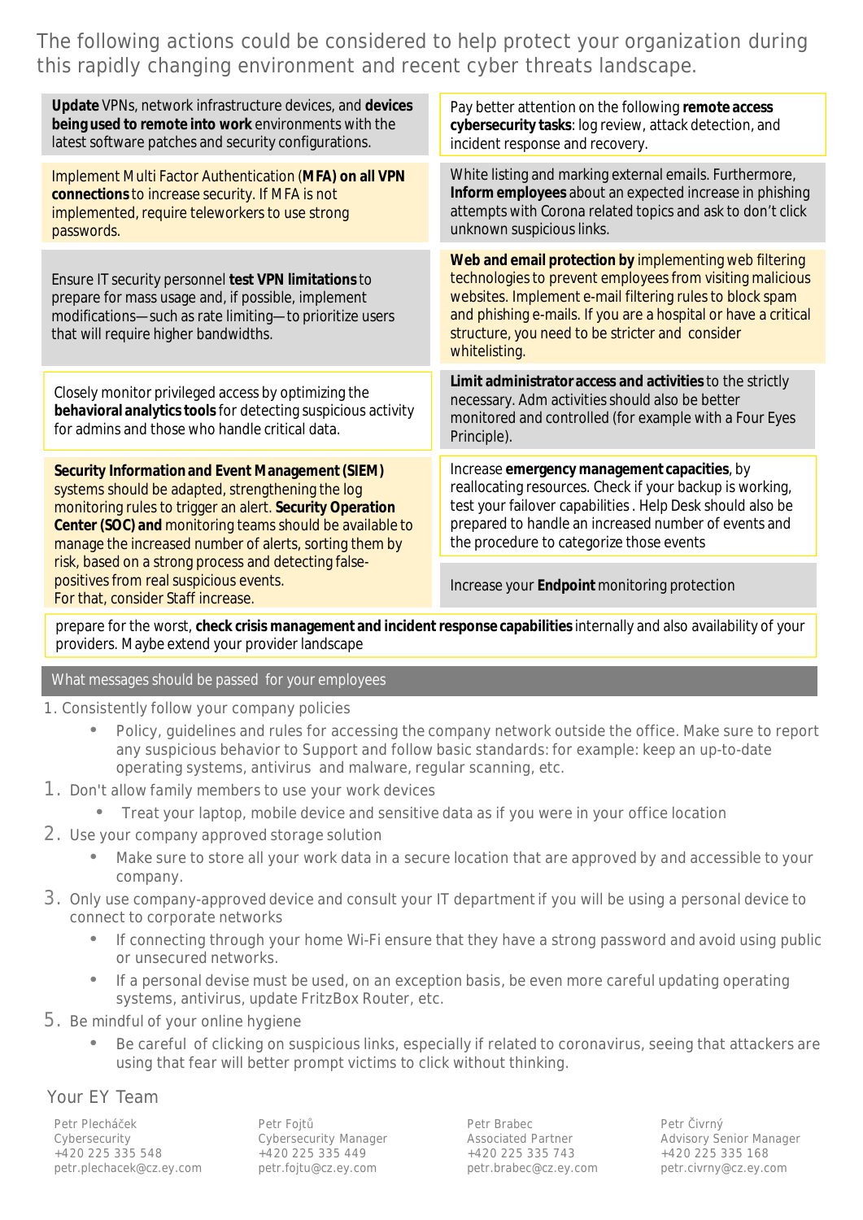The following actions could be considered to help protect your organization during this rapidly changing environment and recent cyber threats landscape.

**Update** VPNs, network infrastructure devices, and **devices being used to remote into work** environments with the latest software patches and security configurations.

Pay better attention on the following **remote access cybersecurity tasks**: log review, attack detection, and incident response and recovery.

Implement Multi Factor Authentication (**MFA) on all VPN connections** to increase security. If MFA is not implemented, require teleworkers to use strong passwords.

White listing and marking external emails. Furthermore, **Inform employees** about an expected increase in phishing attempts with Corona related topics and ask to don't click unknown suspicious links.

Ensure IT security personnel **test VPN limitations** to prepare for mass usage and, if possible, implement modifications—such as rate limiting—to prioritize users that will require higher bandwidths.

**Web and email protection by** implementing web filtering technologies to prevent employees from visiting malicious websites. Implement e-mail filtering rules to block spam and phishing e-mails. If you are a hospital or have a critical structure, you need to be stricter and consider whitelisting.

Closely monitor privileged access by optimizing the **behavioral analytics tools** for detecting suspicious activity for admins and those who handle critical data.

**Limit administrator access and activities** to the strictly necessary. Adm activities should also be better monitored and controlled (for example with a Four Eyes Principle).

**Security Information and Event Management (SIEM)** systems should be adapted, strengthening the log monitoring rules to trigger an alert. **Security Operation Center (SOC) and** monitoring teams should be available to manage the increased number of alerts, sorting them by risk, based on a strong process and detecting false-positives from real suspicious events.
For that, consider Staff increase.

Increase **emergency management capacities**, by reallocating resources. Check if your backup is working, test your failover capabilities. Help Desk should also be prepared to handle an increased number of events and the procedure to categorize those events

Increase your **Endpoint** monitoring protection

prepare for the worst, **check crisis management and incident response capabilities** internally and also availability of your providers. Maybe extend your provider landscape

## What messages should be passed for your employees

1. Consistently follow your company policies
   - Policy, guidelines and rules for accessing the company network outside the office. Make sure to report any suspicious behavior to Support and follow basic standards: for example: keep an up-to-date operating systems, antivirus and malware, regular scanning, etc.
1. Don't allow family members to use your work devices
   - Treat your laptop, mobile device and sensitive data as if you were in your office location
2. Use your company approved storage solution
   - Make sure to store all your work data in a secure location that are approved by and accessible to your company.
3. Only use company-approved device and consult your IT department if you will be using a personal device to connect to corporate networks
   - If connecting through your home Wi-Fi ensure that they have a strong password and avoid using public or unsecured networks.
   - If a personal devise must be used, on an exception basis, be even more careful updating operating systems, antivirus, update FritzBox Router, etc.
5. Be mindful of your online hygiene
   - Be careful of clicking on suspicious links, especially if related to coronavirus, seeing that attackers are using that fear will better prompt victims to click without thinking.

## Your EY Team

Petr Plecháček
Cybersecurity
+420 225 335 548
petr.plechacek@cz.ey.com

Petr Fojtů
Cybersecurity Manager
+420 225 335 449
petr.fojtu@cz.ey.com

Petr Brabec
Associated Partner
+420 225 335 743
petr.brabec@cz.ey.com

Petr Čivrný
Advisory Senior Manager
+420 225 335 168
petr.civrny@cz.ey.com